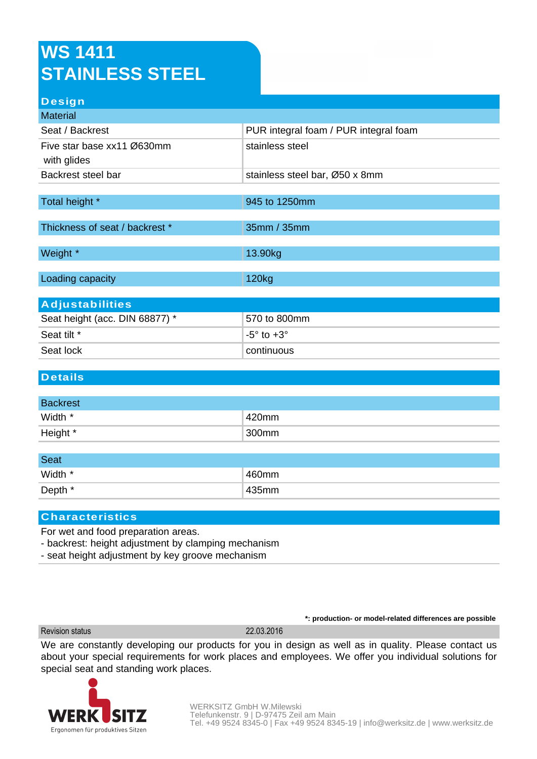# WS 1411
# STAINLESS STEEL

## Design

| Material | |
|---|---|
| Seat / Backrest | PUR integral foam / PUR integral foam |
| Five star base xx11 Ø630mm with glides | stainless steel |
| Backrest steel bar | stainless steel bar, Ø50 x 8mm |

| | |
|---|---|
| Total height * | 945 to 1250mm |
| Thickness of seat / backrest * | 35mm / 35mm |
| Weight * | 13.90kg |
| Loading capacity | 120kg |

## Adjustabilities

| | |
|---|---|
| Seat height (acc. DIN 68877) * | 570 to 800mm |
| Seat tilt * | -5° to +3° |
| Seat lock | continuous |

## Details

| Backrest | |
|---|---|
| Width * | 420mm |
| Height * | 300mm |

| Seat | |
|---|---|
| Width * | 460mm |
| Depth * | 435mm |

## Characteristics

For wet and food preparation areas.
- backrest: height adjustment by clamping mechanism
- seat height adjustment by key groove mechanism

**\*: production- or model-related differences are possible**

| Revision status | 22.03.2016 |
|---|---|

We are constantly developing our products for you in design as well as in quality. Please contact us about your special requirements for work places and employees. We offer you individual solutions for special seat and standing work places.

WERKSITZ
Ergonomen für produktives Sitzen

WERKSITZ GmbH W.Milewski
Telefunkenstr. 9 | D-97475 Zeil am Main
Tel. +49 9524 8345-0 | Fax +49 9524 8345-19 | info@werksitz.de | www.werksitz.de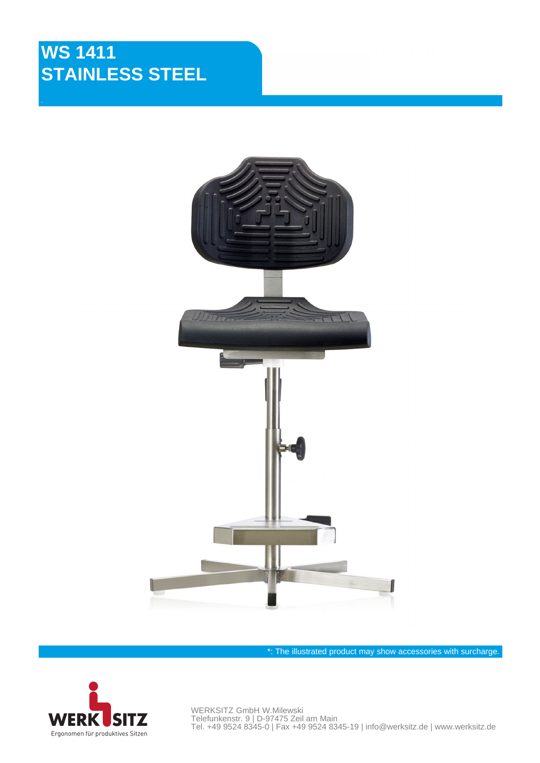# WS 1411
# STAINLESS STEEL

*: The illustrated product may show accessories with surcharge.

WERKSITZ GmbH W.Milewski
Telefunkenstr. 9 | D-97475 Zeil am Main
Tel. +49 9524 8345-0 | Fax +49 9524 8345-19 | info@werksitz.de | www.werksitz.de